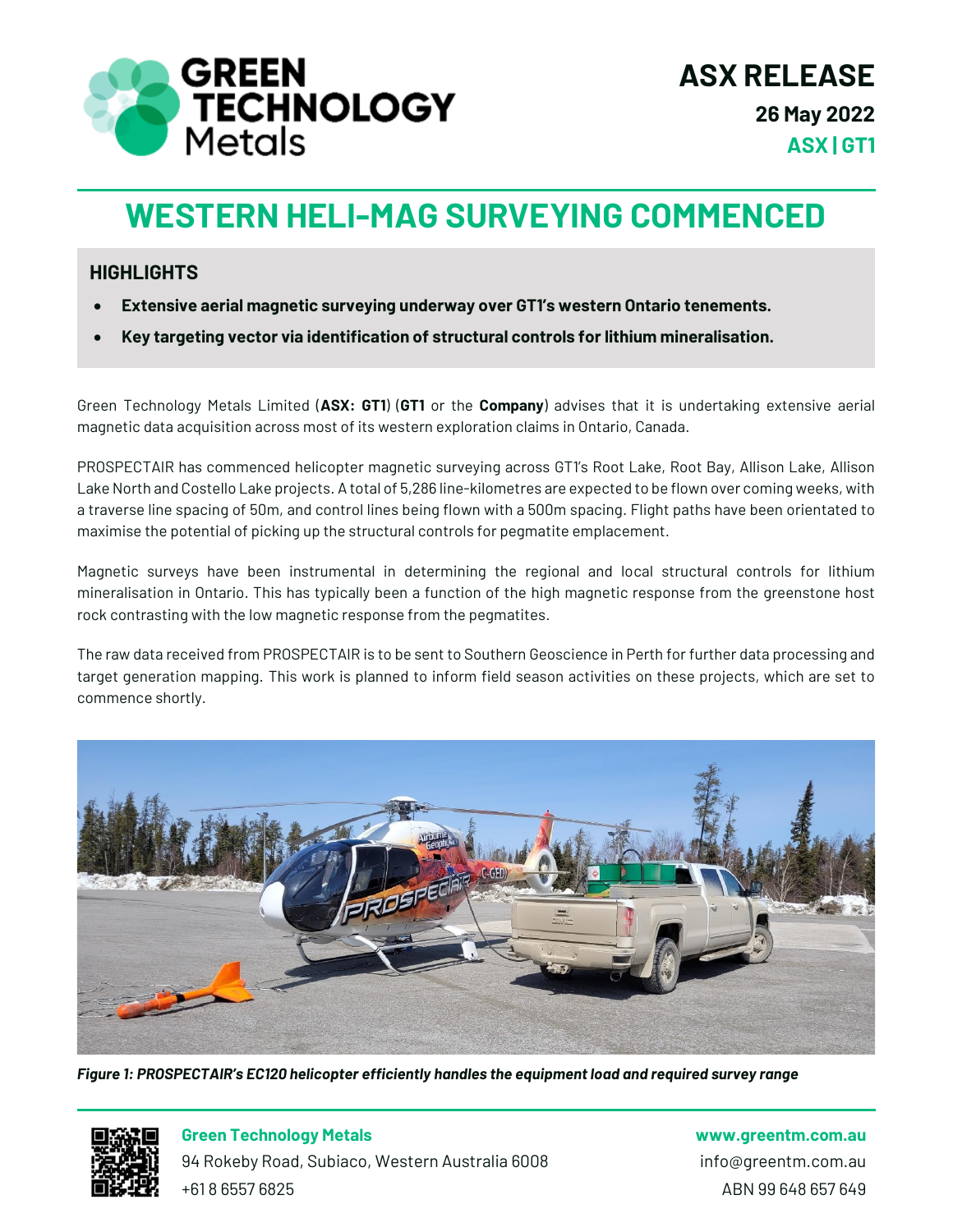# ASX RELEASE

**26 May 2022**

**ASX | GT1**

# WESTERN HELI-MAG SURVEYING COMMENCED

## HIGHLIGHTS

- **Extensive aerial magnetic surveying underway over GT1's western Ontario tenements.**
- **Key targeting vector via identification of structural controls for lithium mineralisation.**

Green Technology Metals Limited (**ASX: GT1**) (**GT1** or the **Company**) advises that it is undertaking extensive aerial magnetic data acquisition across most of its western exploration claims in Ontario, Canada.

PROSPECTAIR has commenced helicopter magnetic surveying across GT1's Root Lake, Root Bay, Allison Lake, Allison Lake North and Costello Lake projects. A total of 5,286 line-kilometres are expected to be flown over coming weeks, with a traverse line spacing of 50m, and control lines being flown with a 500m spacing. Flight paths have been orientated to maximise the potential of picking up the structural controls for pegmatite emplacement.

Magnetic surveys have been instrumental in determining the regional and local structural controls for lithium mineralisation in Ontario. This has typically been a function of the high magnetic response from the greenstone host rock contrasting with the low magnetic response from the pegmatites.

The raw data received from PROSPECTAIR is to be sent to Southern Geoscience in Perth for further data processing and target generation mapping. This work is planned to inform field season activities on these projects, which are set to commence shortly.

*Figure 1: PROSPECTAIR's EC120 helicopter efficiently handles the equipment load and required survey range*

**Green Technology Metals**
94 Rokeby Road, Subiaco, Western Australia 6008
+61 8 6557 6825

**www.greentm.com.au**
info@greentm.com.au
ABN 99 648 657 649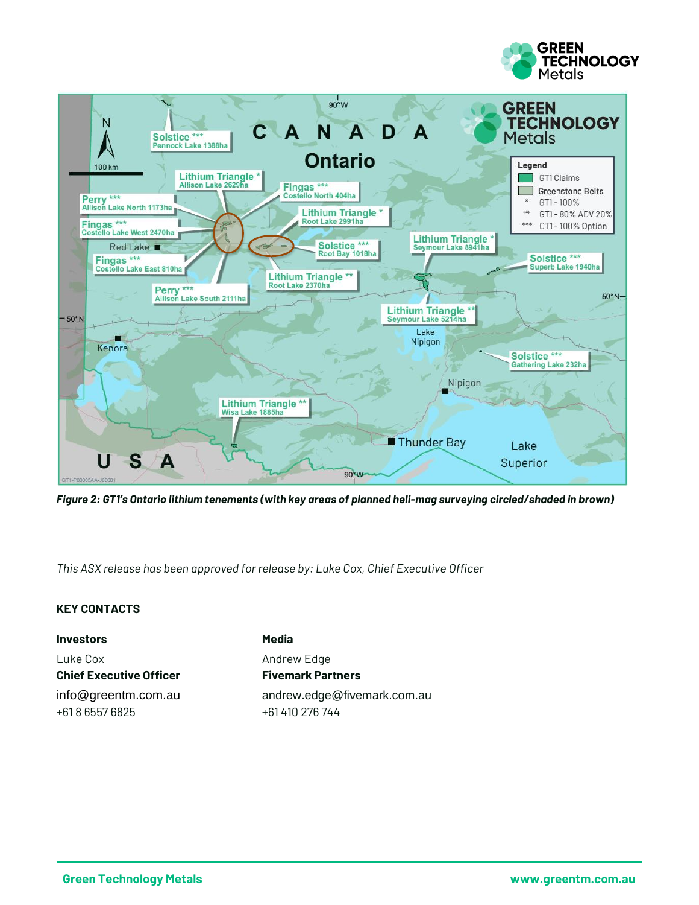*Figure 2: GT1's Ontario lithium tenements (with key areas of planned heli-mag surveying circled/shaded in brown)*

*This ASX release has been approved for release by: Luke Cox, Chief Executive Officer*

**KEY CONTACTS**

**Investors**

Luke Cox
**Chief Executive Officer**
info@greentm.com.au
+61 8 6557 6825

**Media**

Andrew Edge
**Fivemark Partners**
andrew.edge@fivemark.com.au
+61 410 276 744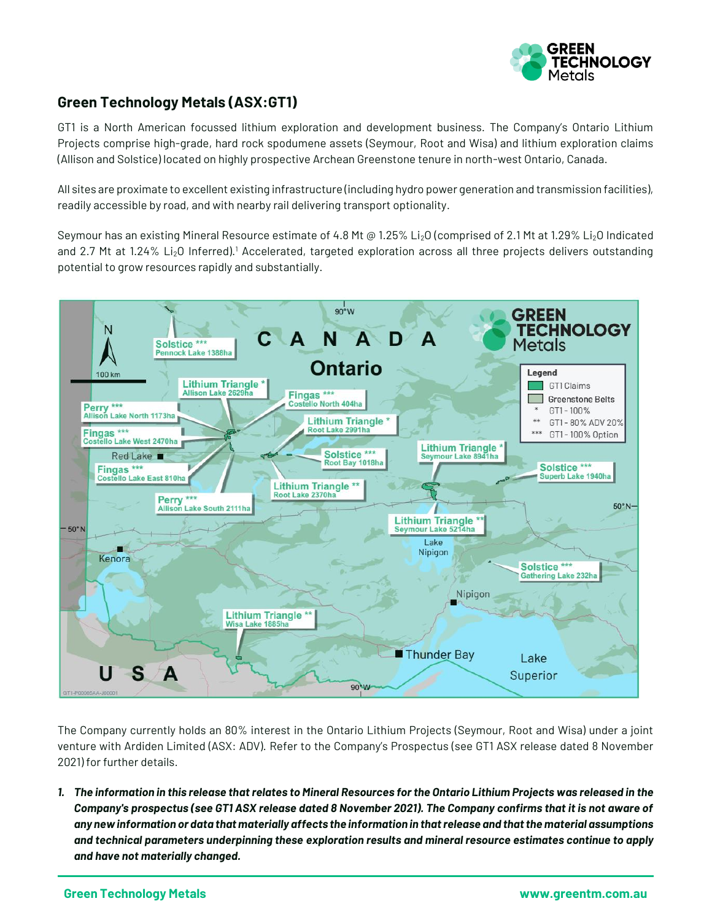## Green Technology Metals (ASX:GT1)

GT1 is a North American focussed lithium exploration and development business. The Company's Ontario Lithium Projects comprise high-grade, hard rock spodumene assets (Seymour, Root and Wisa) and lithium exploration claims (Allison and Solstice) located on highly prospective Archean Greenstone tenure in north-west Ontario, Canada.

All sites are proximate to excellent existing infrastructure (including hydro power generation and transmission facilities), readily accessible by road, and with nearby rail delivering transport optionality.

Seymour has an existing Mineral Resource estimate of 4.8 Mt @ 1.25% $Li_2O$ (comprised of 2.1 Mt at 1.29% $Li_2O$ Indicated and 2.7 Mt at 1.24% $Li_2O$ Inferred).[1] Accelerated, targeted exploration across all three projects delivers outstanding potential to grow resources rapidly and substantially.

The Company currently holds an 80% interest in the Ontario Lithium Projects (Seymour, Root and Wisa) under a joint venture with Ardiden Limited (ASX: ADV). Refer to the Company's Prospectus (see GT1 ASX release dated 8 November 2021) for further details.

1. ***The information in this release that relates to Mineral Resources for the Ontario Lithium Projects was released in the Company's prospectus (see GT1 ASX release dated 8 November 2021). The Company confirms that it is not aware of any new information or data that materially affects the information in that release and that the material assumptions and technical parameters underpinning these exploration results and mineral resource estimates continue to apply and have not materially changed.***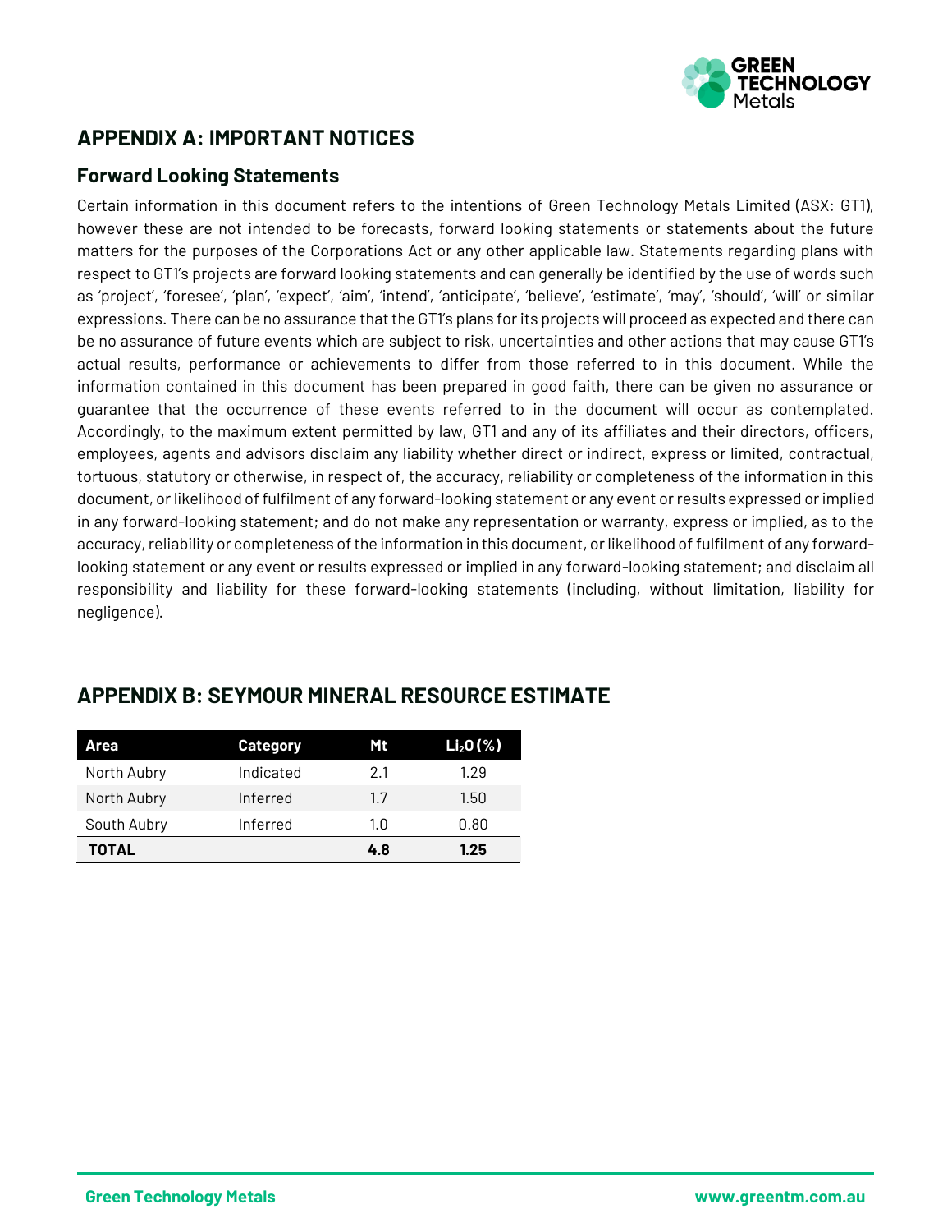## APPENDIX A: IMPORTANT NOTICES

### Forward Looking Statements

Certain information in this document refers to the intentions of Green Technology Metals Limited (ASX: GT1), however these are not intended to be forecasts, forward looking statements or statements about the future matters for the purposes of the Corporations Act or any other applicable law. Statements regarding plans with respect to GT1's projects are forward looking statements and can generally be identified by the use of words such as 'project', 'foresee', 'plan', 'expect', 'aim', 'intend', 'anticipate', 'believe', 'estimate', 'may', 'should', 'will' or similar expressions. There can be no assurance that the GT1's plans for its projects will proceed as expected and there can be no assurance of future events which are subject to risk, uncertainties and other actions that may cause GT1's actual results, performance or achievements to differ from those referred to in this document. While the information contained in this document has been prepared in good faith, there can be given no assurance or guarantee that the occurrence of these events referred to in the document will occur as contemplated. Accordingly, to the maximum extent permitted by law, GT1 and any of its affiliates and their directors, officers, employees, agents and advisors disclaim any liability whether direct or indirect, express or limited, contractual, tortuous, statutory or otherwise, in respect of, the accuracy, reliability or completeness of the information in this document, or likelihood of fulfilment of any forward-looking statement or any event or results expressed or implied in any forward-looking statement; and do not make any representation or warranty, express or implied, as to the accuracy, reliability or completeness of the information in this document, or likelihood of fulfilment of any forward-looking statement or any event or results expressed or implied in any forward-looking statement; and disclaim all responsibility and liability for these forward-looking statements (including, without limitation, liability for negligence).

## APPENDIX B: SEYMOUR MINERAL RESOURCE ESTIMATE

| Area | Category | Mt | $Li_2O$ (%) |
|---|---|---|---|
| North Aubry | Indicated | 2.1 | 1.29 |
| North Aubry | Inferred | 1.7 | 1.50 |
| South Aubry | Inferred | 1.0 | 0.80 |
| **TOTAL** | | **4.8** | **1.25** |